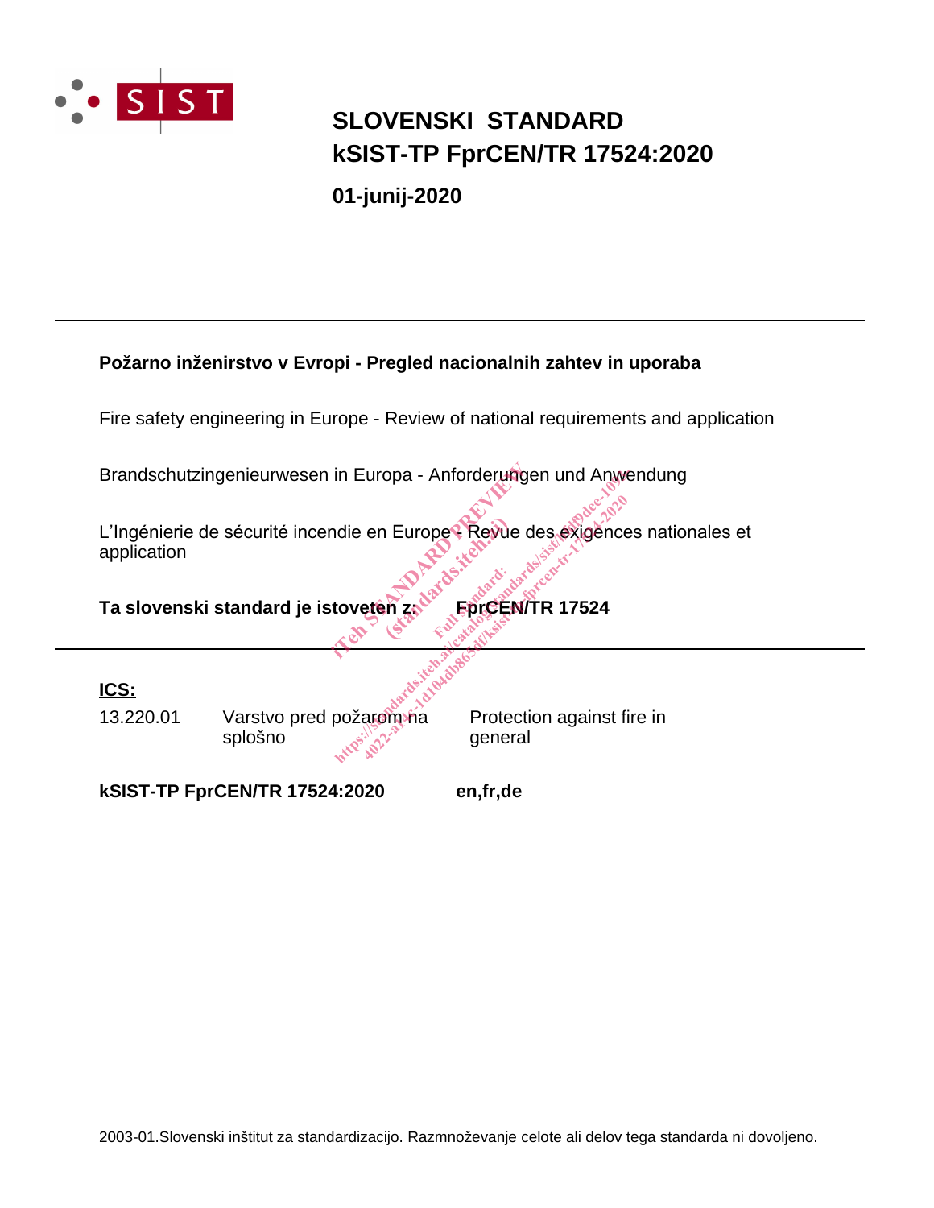SIST

# SLOVENSKI STANDARD
# kSIST-TP FprCEN/TR 17524:2020

**01-junij-2020**

---

**Požarno inženirstvo v Evropi - Pregled nacionalnih zahtev in uporaba**

Fire safety engineering in Europe - Review of national requirements and application

Brandschutzingenieurwesen in Europa - Anforderungen und Anwendung

L'Ingénierie de sécurité incendie en Europe - Revue des exigences nationales et application

**Ta slovenski standard je istoveten z: FprCEN/TR 17524**

---

**ICS:**

| | | |
|---|---|---|
| 13.220.01 | Varstvo pred požarom na splošno | Protection against fire in general |

**kSIST-TP FprCEN/TR 17524:2020** **en,fr,de**

2003-01.Slovenski inštitut za standardizacijo. Razmnoževanje celote ali delov tega standarda ni dovoljeno.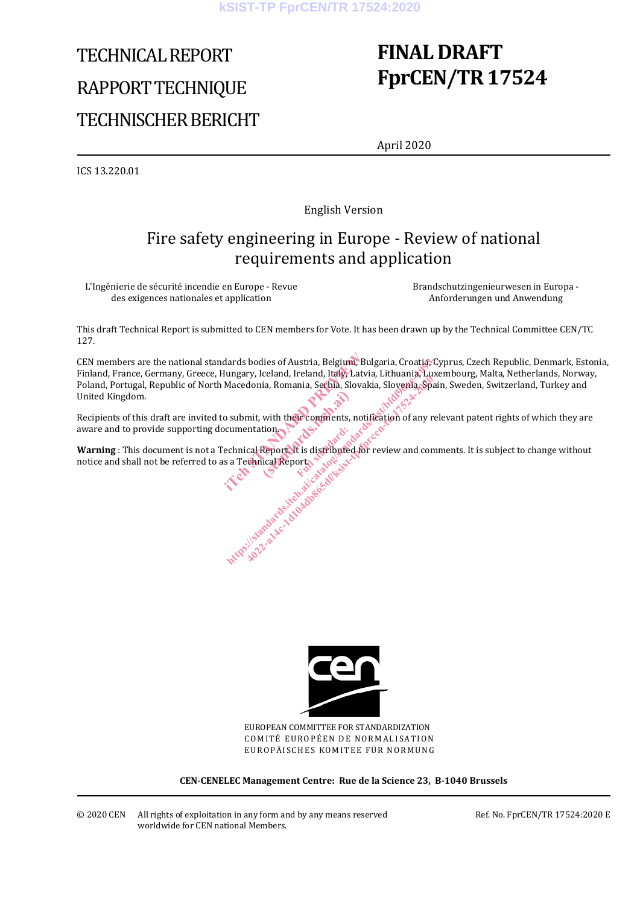TECHNICAL REPORT

RAPPORT TECHNIQUE

TECHNISCHER BERICHT

# FINAL DRAFT
# FprCEN/TR 17524

April 2020

ICS 13.220.01

English Version

## Fire safety engineering in Europe - Review of national requirements and application

L'Ingénierie de sécurité incendie en Europe - Revue des exigences nationales et application

Brandschutzingenieurwesen in Europa - Anforderungen und Anwendung

This draft Technical Report is submitted to CEN members for Vote. It has been drawn up by the Technical Committee CEN/TC 127.

CEN members are the national standards bodies of Austria, Belgium, Bulgaria, Croatia, Cyprus, Czech Republic, Denmark, Estonia, Finland, France, Germany, Greece, Hungary, Iceland, Ireland, Italy, Latvia, Lithuania, Luxembourg, Malta, Netherlands, Norway, Poland, Portugal, Republic of North Macedonia, Romania, Serbia, Slovakia, Slovenia, Spain, Sweden, Switzerland, Turkey and United Kingdom.

Recipients of this draft are invited to submit, with their comments, notification of any relevant patent rights of which they are aware and to provide supporting documentation.

**Warning** : This document is not a Technical Report. It is distributed for review and comments. It is subject to change without notice and shall not be referred to as a Technical Report.

EUROPEAN COMMITTEE FOR STANDARDIZATION
COMITÉ EUROPÉEN DE NORMALISATION
EUROPÄISCHES KOMITEE FÜR NORMUNG

**CEN-CENELEC Management Centre: Rue de la Science 23, B-1040 Brussels**

© 2020 CEN All rights of exploitation in any form and by any means reserved worldwide for CEN national Members.

Ref. No. FprCEN/TR 17524:2020 E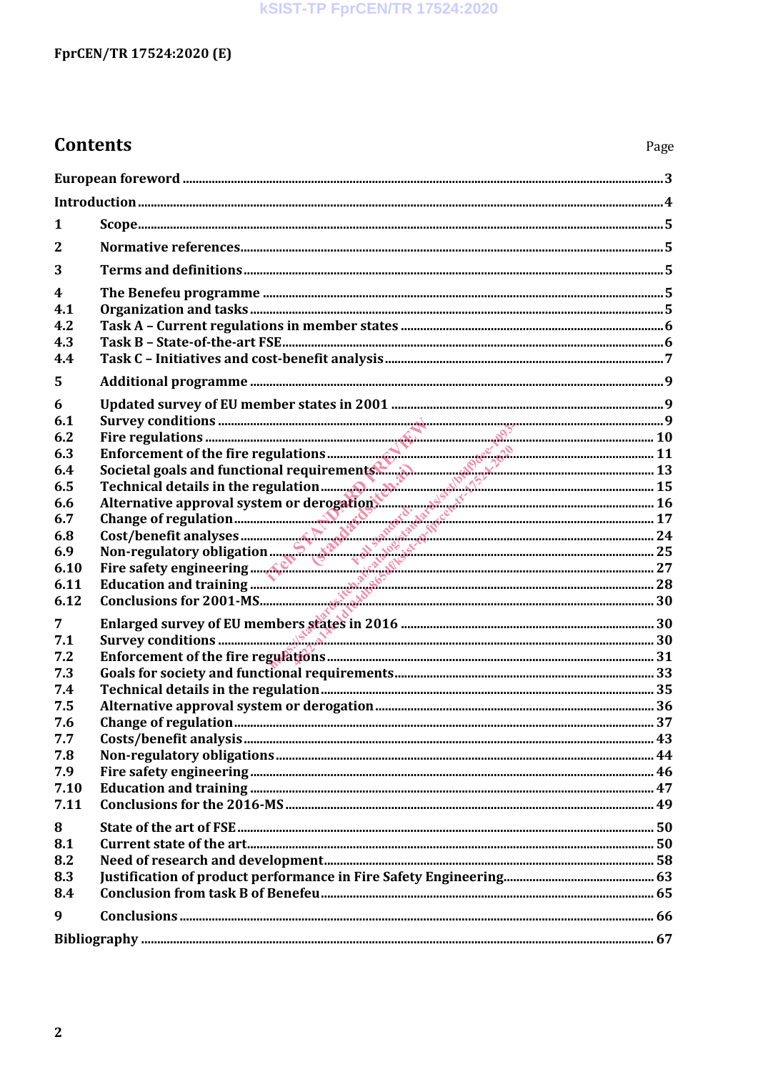# Contents

Page

European foreword ..... 3

Introduction ..... 4

1 Scope ..... 5

2 Normative references ..... 5

3 Terms and definitions ..... 5

4 The Benefeu programme ..... 5
4.1 Organization and tasks ..... 5
4.2 Task A – Current regulations in member states ..... 6
4.3 Task B – State-of-the-art FSE ..... 6
4.4 Task C – Initiatives and cost-benefit analysis ..... 7

5 Additional programme ..... 9

6 Updated survey of EU member states in 2001 ..... 9
6.1 Survey conditions ..... 9
6.2 Fire regulations ..... 10
6.3 Enforcement of the fire regulations ..... 11
6.4 Societal goals and functional requirements ..... 13
6.5 Technical details in the regulation ..... 15
6.6 Alternative approval system or derogation ..... 16
6.7 Change of regulation ..... 17
6.8 Cost/benefit analyses ..... 24
6.9 Non-regulatory obligation ..... 25
6.10 Fire safety engineering ..... 27
6.11 Education and training ..... 28
6.12 Conclusions for 2001-MS ..... 30

7 Enlarged survey of EU members states in 2016 ..... 30
7.1 Survey conditions ..... 30
7.2 Enforcement of the fire regulations ..... 31
7.3 Goals for society and functional requirements ..... 33
7.4 Technical details in the regulation ..... 35
7.5 Alternative approval system or derogation ..... 36
7.6 Change of regulation ..... 37
7.7 Costs/benefit analysis ..... 43
7.8 Non-regulatory obligations ..... 44
7.9 Fire safety engineering ..... 46
7.10 Education and training ..... 47
7.11 Conclusions for the 2016-MS ..... 49

8 State of the art of FSE ..... 50
8.1 Current state of the art ..... 50
8.2 Need of research and development ..... 58
8.3 Justification of product performance in Fire Safety Engineering ..... 63
8.4 Conclusion from task B of Benefeu ..... 65

9 Conclusions ..... 66

Bibliography ..... 67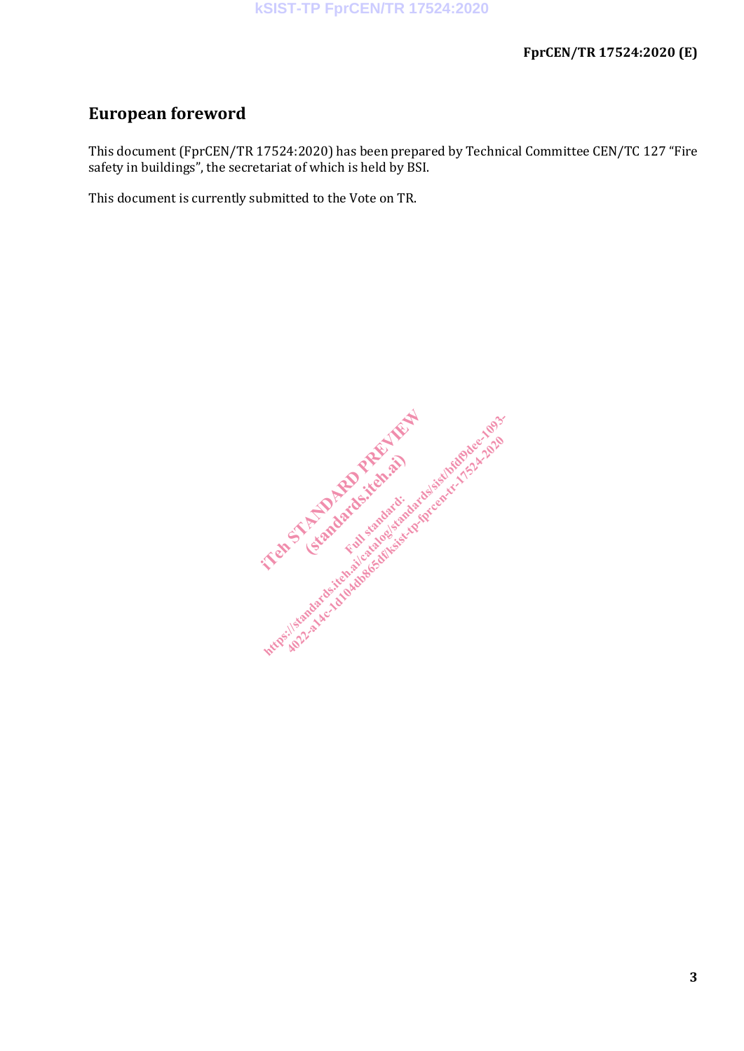## European foreword

This document (FprCEN/TR 17524:2020) has been prepared by Technical Committee CEN/TC 127 “Fire safety in buildings”, the secretariat of which is held by BSI.

This document is currently submitted to the Vote on TR.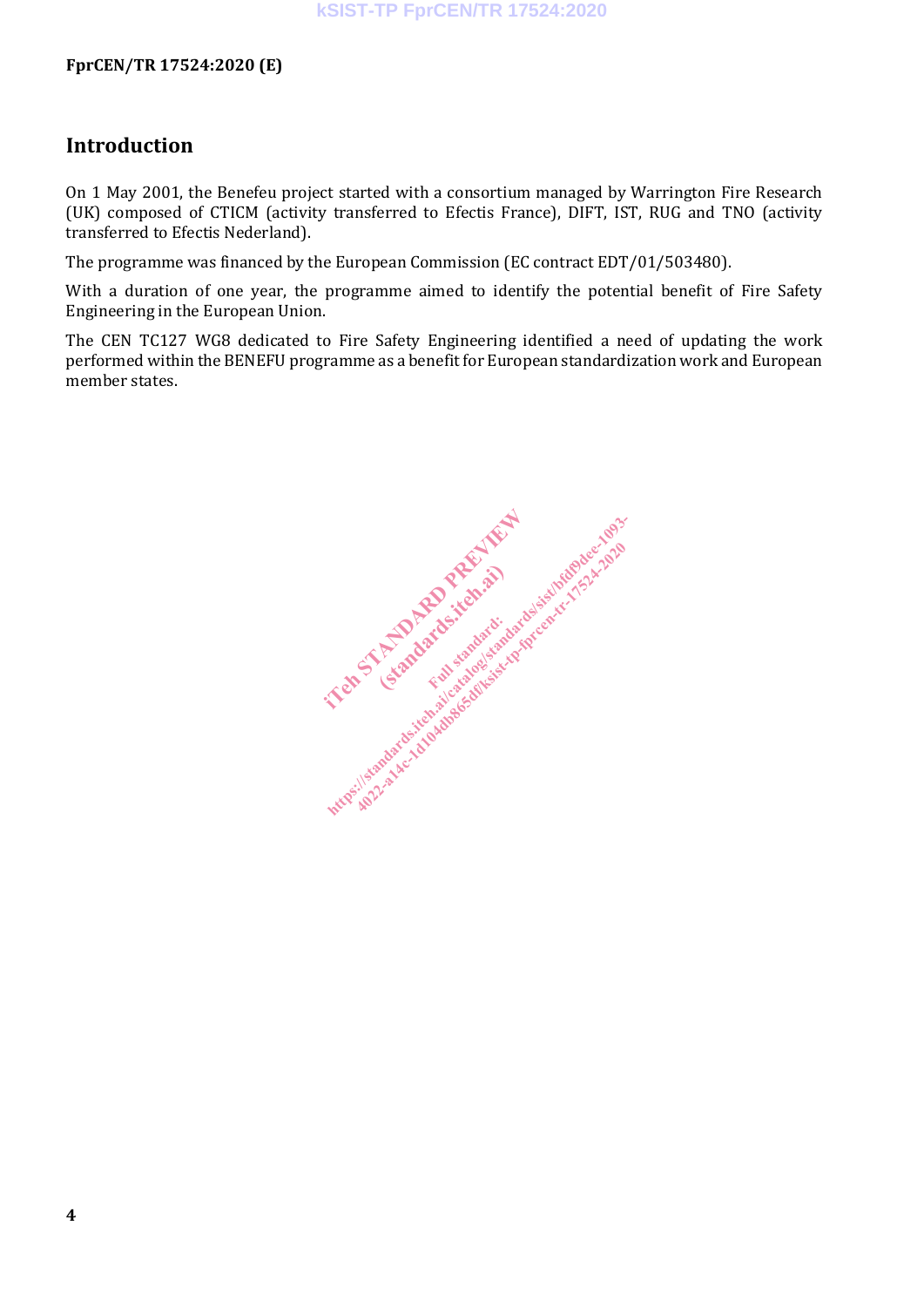# Introduction

On 1 May 2001, the Benefeu project started with a consortium managed by Warrington Fire Research (UK) composed of CTICM (activity transferred to Efectis France), DIFT, IST, RUG and TNO (activity transferred to Efectis Nederland).

The programme was financed by the European Commission (EC contract EDT/01/503480).

With a duration of one year, the programme aimed to identify the potential benefit of Fire Safety Engineering in the European Union.

The CEN TC127 WG8 dedicated to Fire Safety Engineering identified a need of updating the work performed within the BENEFU programme as a benefit for European standardization work and European member states.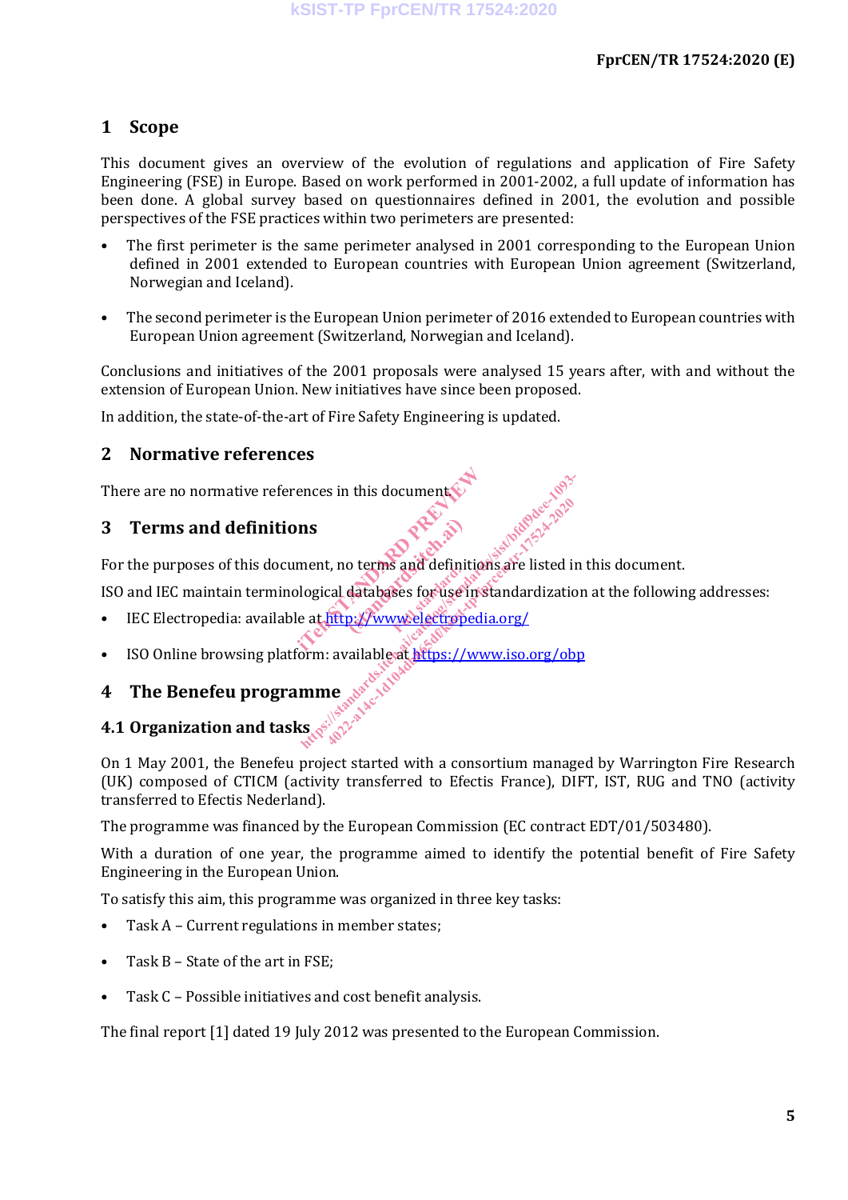## 1 Scope

This document gives an overview of the evolution of regulations and application of Fire Safety Engineering (FSE) in Europe. Based on work performed in 2001-2002, a full update of information has been done. A global survey based on questionnaires defined in 2001, the evolution and possible perspectives of the FSE practices within two perimeters are presented:

- The first perimeter is the same perimeter analysed in 2001 corresponding to the European Union defined in 2001 extended to European countries with European Union agreement (Switzerland, Norwegian and Iceland).
- The second perimeter is the European Union perimeter of 2016 extended to European countries with European Union agreement (Switzerland, Norwegian and Iceland).

Conclusions and initiatives of the 2001 proposals were analysed 15 years after, with and without the extension of European Union. New initiatives have since been proposed.

In addition, the state-of-the-art of Fire Safety Engineering is updated.

## 2 Normative references

There are no normative references in this document.

## 3 Terms and definitions

For the purposes of this document, no terms and definitions are listed in this document.

ISO and IEC maintain terminological databases for use in standardization at the following addresses:

- IEC Electropedia: available at http://www.electropedia.org/
- ISO Online browsing platform: available at https://www.iso.org/obp

## 4 The Benefeu programme

### 4.1 Organization and tasks

On 1 May 2001, the Benefeu project started with a consortium managed by Warrington Fire Research (UK) composed of CTICM (activity transferred to Efectis France), DIFT, IST, RUG and TNO (activity transferred to Efectis Nederland).

The programme was financed by the European Commission (EC contract EDT/01/503480).

With a duration of one year, the programme aimed to identify the potential benefit of Fire Safety Engineering in the European Union.

To satisfy this aim, this programme was organized in three key tasks:

- Task A – Current regulations in member states;
- Task B – State of the art in FSE;
- Task C – Possible initiatives and cost benefit analysis.

The final report [1] dated 19 July 2012 was presented to the European Commission.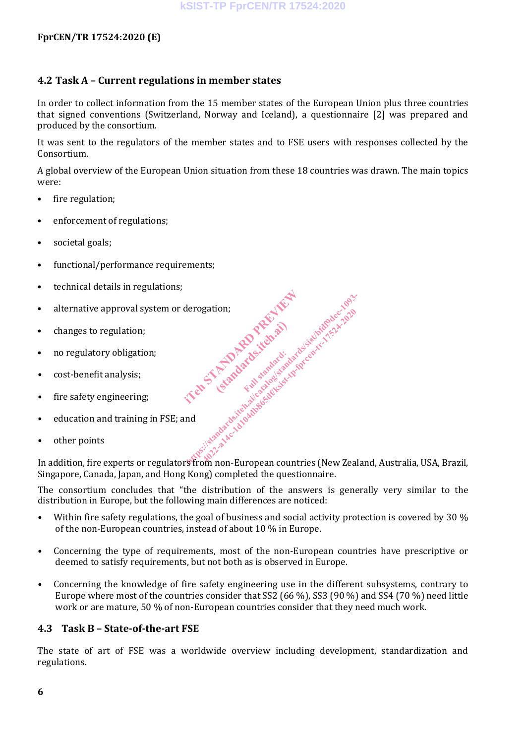## 4.2 Task A – Current regulations in member states

In order to collect information from the 15 member states of the European Union plus three countries that signed conventions (Switzerland, Norway and Iceland), a questionnaire [2] was prepared and produced by the consortium.

It was sent to the regulators of the member states and to FSE users with responses collected by the Consortium.

A global overview of the European Union situation from these 18 countries was drawn. The main topics were:

- fire regulation;
- enforcement of regulations;
- societal goals;
- functional/performance requirements;
- technical details in regulations;
- alternative approval system or derogation;
- changes to regulation;
- no regulatory obligation;
- cost-benefit analysis;
- fire safety engineering;
- education and training in FSE; and
- other points

In addition, fire experts or regulators from non-European countries (New Zealand, Australia, USA, Brazil, Singapore, Canada, Japan, and Hong Kong) completed the questionnaire.

The consortium concludes that "the distribution of the answers is generally very similar to the distribution in Europe, but the following main differences are noticed:

- Within fire safety regulations, the goal of business and social activity protection is covered by 30 % of the non-European countries, instead of about 10 % in Europe.
- Concerning the type of requirements, most of the non-European countries have prescriptive or deemed to satisfy requirements, but not both as is observed in Europe.
- Concerning the knowledge of fire safety engineering use in the different subsystems, contrary to Europe where most of the countries consider that SS2 (66 %), SS3 (90 %) and SS4 (70 %) need little work or are mature, 50 % of non-European countries consider that they need much work.

## 4.3 Task B – State-of-the-art FSE

The state of art of FSE was a worldwide overview including development, standardization and regulations.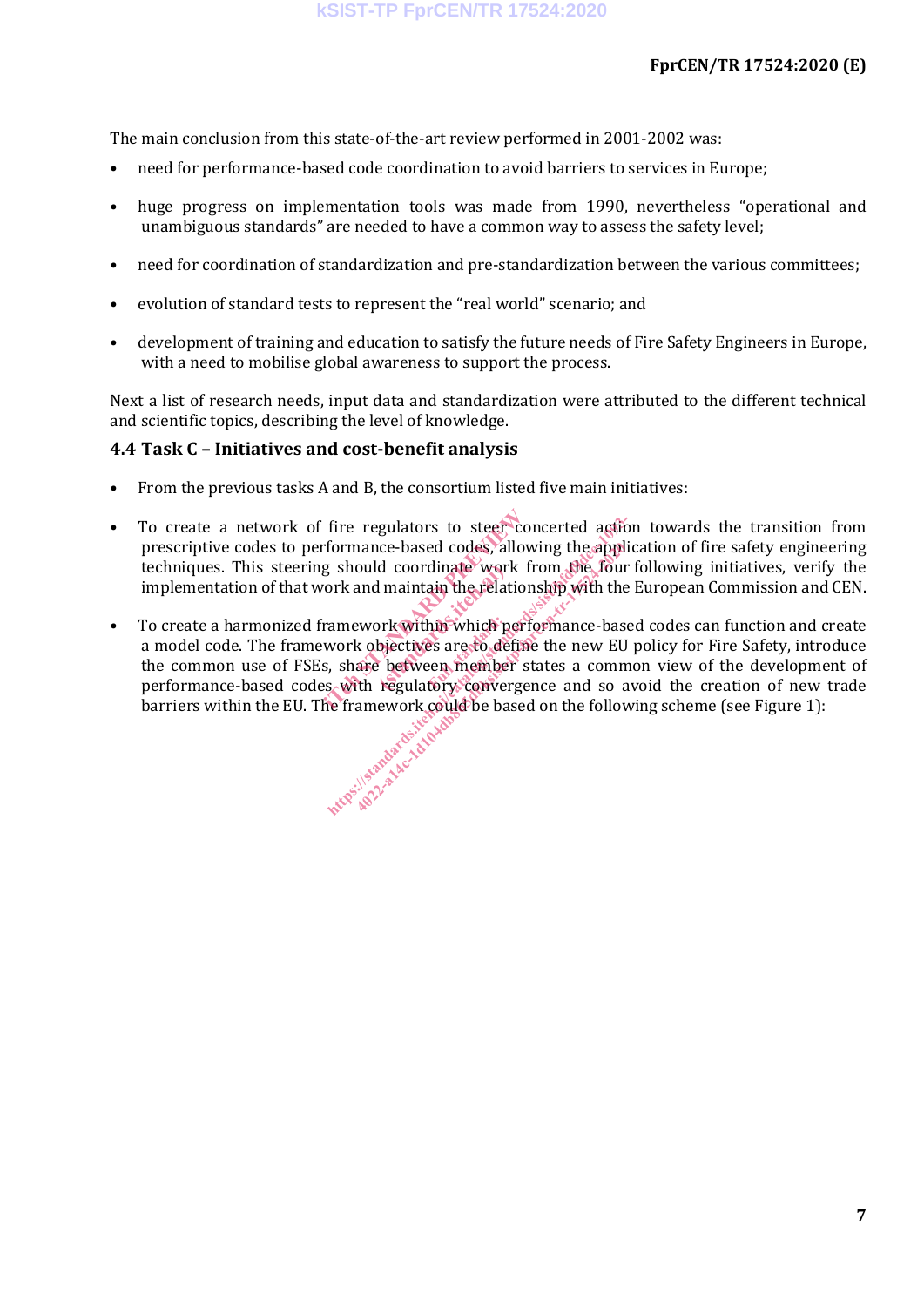The main conclusion from this state-of-the-art review performed in 2001-2002 was:

- need for performance-based code coordination to avoid barriers to services in Europe;
- huge progress on implementation tools was made from 1990, nevertheless "operational and unambiguous standards" are needed to have a common way to assess the safety level;
- need for coordination of standardization and pre-standardization between the various committees;
- evolution of standard tests to represent the "real world" scenario; and
- development of training and education to satisfy the future needs of Fire Safety Engineers in Europe, with a need to mobilise global awareness to support the process.

Next a list of research needs, input data and standardization were attributed to the different technical and scientific topics, describing the level of knowledge.

## 4.4 Task C – Initiatives and cost-benefit analysis

- From the previous tasks A and B, the consortium listed five main initiatives:
- To create a network of fire regulators to steer concerted action towards the transition from prescriptive codes to performance-based codes, allowing the application of fire safety engineering techniques. This steering should coordinate work from the four following initiatives, verify the implementation of that work and maintain the relationship with the European Commission and CEN.
- To create a harmonized framework within which performance-based codes can function and create a model code. The framework objectives are to define the new EU policy for Fire Safety, introduce the common use of FSEs, share between member states a common view of the development of performance-based codes with regulatory convergence and so avoid the creation of new trade barriers within the EU. The framework could be based on the following scheme (see Figure 1):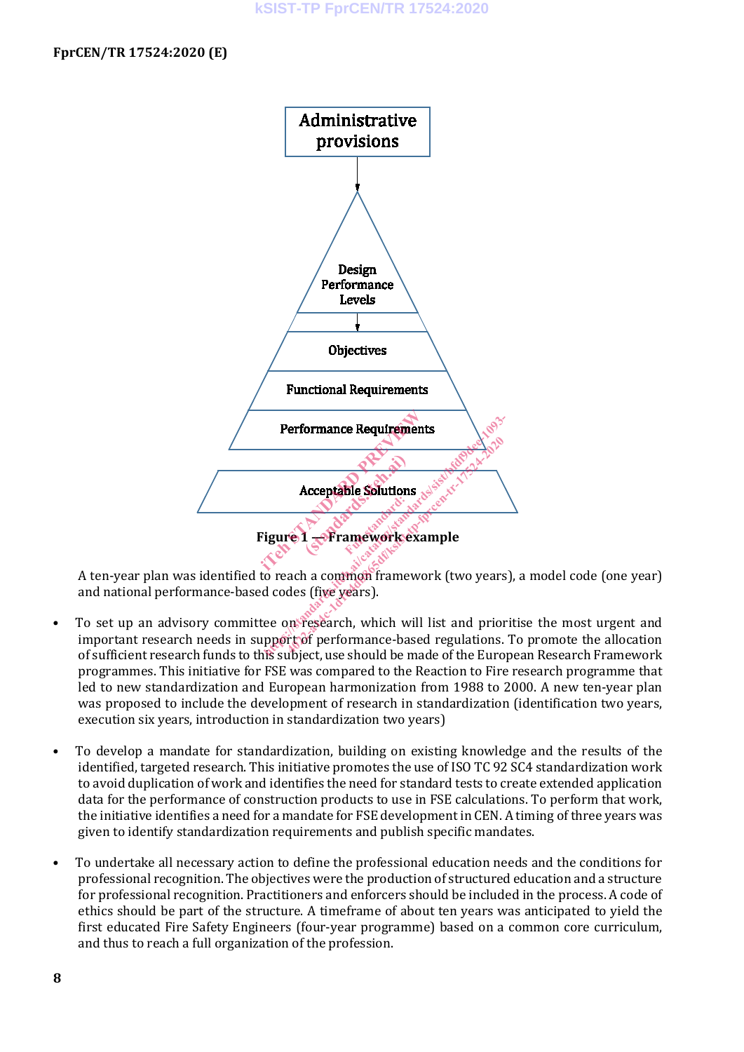Administrative provisions

Design Performance Levels

Objectives

Functional Requirements

Performance Requirements

Acceptable Solutions

**Figure 1 — Framework example**

A ten-year plan was identified to reach a common framework (two years), a model code (one year) and national performance-based codes (five years).

- To set up an advisory committee on research, which will list and prioritise the most urgent and important research needs in support of performance-based regulations. To promote the allocation of sufficient research funds to this subject, use should be made of the European Research Framework programmes. This initiative for FSE was compared to the Reaction to Fire research programme that led to new standardization and European harmonization from 1988 to 2000. A new ten-year plan was proposed to include the development of research in standardization (identification two years, execution six years, introduction in standardization two years)

- To develop a mandate for standardization, building on existing knowledge and the results of the identified, targeted research. This initiative promotes the use of ISO TC 92 SC4 standardization work to avoid duplication of work and identifies the need for standard tests to create extended application data for the performance of construction products to use in FSE calculations. To perform that work, the initiative identifies a need for a mandate for FSE development in CEN. A timing of three years was given to identify standardization requirements and publish specific mandates.

- To undertake all necessary action to define the professional education needs and the conditions for professional recognition. The objectives were the production of structured education and a structure for professional recognition. Practitioners and enforcers should be included in the process. A code of ethics should be part of the structure. A timeframe of about ten years was anticipated to yield the first educated Fire Safety Engineers (four-year programme) based on a common core curriculum, and thus to reach a full organization of the profession.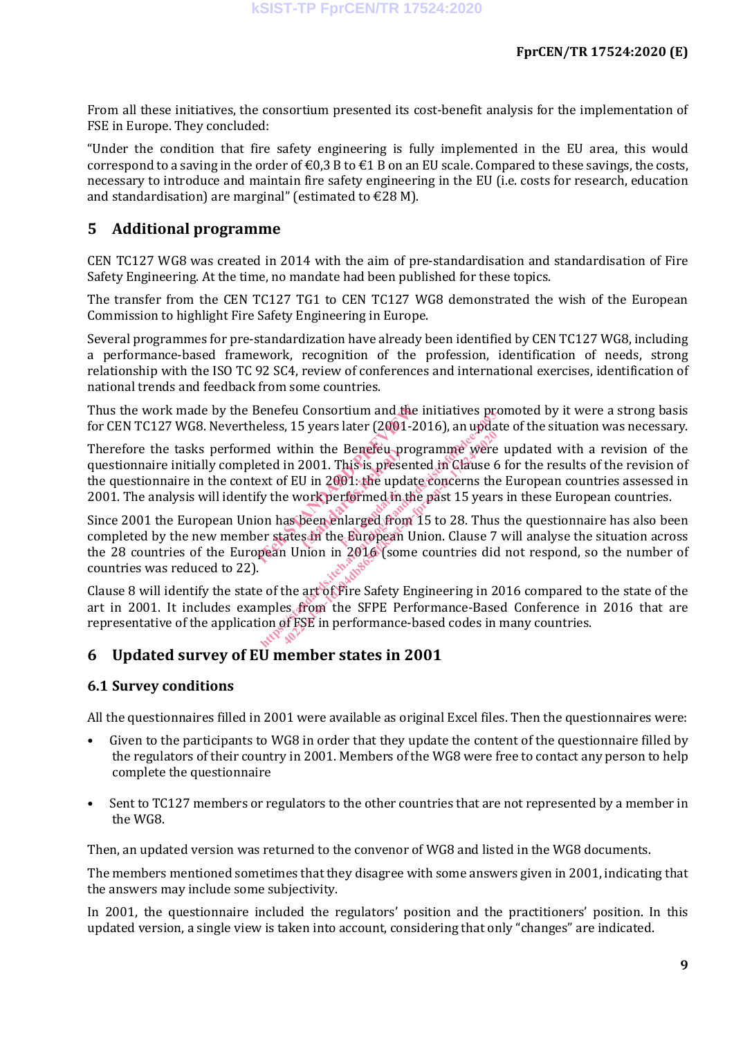From all these initiatives, the consortium presented its cost-benefit analysis for the implementation of FSE in Europe. They concluded:

“Under the condition that fire safety engineering is fully implemented in the EU area, this would correspond to a saving in the order of €0,3 B to €1 B on an EU scale. Compared to these savings, the costs, necessary to introduce and maintain fire safety engineering in the EU (i.e. costs for research, education and standardisation) are marginal” (estimated to €28 M).

# 5 Additional programme

CEN TC127 WG8 was created in 2014 with the aim of pre-standardisation and standardisation of Fire Safety Engineering. At the time, no mandate had been published for these topics.

The transfer from the CEN TC127 TG1 to CEN TC127 WG8 demonstrated the wish of the European Commission to highlight Fire Safety Engineering in Europe.

Several programmes for pre-standardization have already been identified by CEN TC127 WG8, including a performance-based framework, recognition of the profession, identification of needs, strong relationship with the ISO TC 92 SC4, review of conferences and international exercises, identification of national trends and feedback from some countries.

Thus the work made by the Benefeu Consortium and the initiatives promoted by it were a strong basis for CEN TC127 WG8. Nevertheless, 15 years later (2001-2016), an update of the situation was necessary.

Therefore the tasks performed within the Benefeu programme were updated with a revision of the questionnaire initially completed in 2001. This is presented in Clause 6 for the results of the revision of the questionnaire in the context of EU in 2001: the update concerns the European countries assessed in 2001. The analysis will identify the work performed in the past 15 years in these European countries.

Since 2001 the European Union has been enlarged from 15 to 28. Thus the questionnaire has also been completed by the new member states in the European Union. Clause 7 will analyse the situation across the 28 countries of the European Union in 2016 (some countries did not respond, so the number of countries was reduced to 22).

Clause 8 will identify the state of the art of Fire Safety Engineering in 2016 compared to the state of the art in 2001. It includes examples from the SFPE Performance-Based Conference in 2016 that are representative of the application of FSE in performance-based codes in many countries.

# 6 Updated survey of EU member states in 2001

## 6.1 Survey conditions

All the questionnaires filled in 2001 were available as original Excel files. Then the questionnaires were:

- Given to the participants to WG8 in order that they update the content of the questionnaire filled by the regulators of their country in 2001. Members of the WG8 were free to contact any person to help complete the questionnaire
- Sent to TC127 members or regulators to the other countries that are not represented by a member in the WG8.

Then, an updated version was returned to the convenor of WG8 and listed in the WG8 documents.

The members mentioned sometimes that they disagree with some answers given in 2001, indicating that the answers may include some subjectivity.

In 2001, the questionnaire included the regulators’ position and the practitioners’ position. In this updated version, a single view is taken into account, considering that only “changes” are indicated.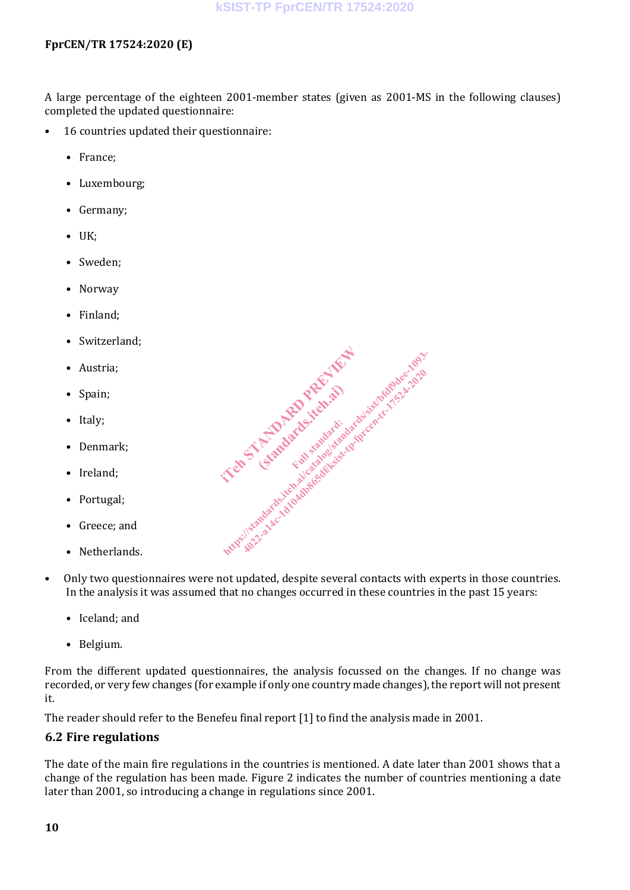A large percentage of the eighteen 2001-member states (given as 2001-MS in the following clauses) completed the updated questionnaire:

- 16 countries updated their questionnaire:
  - France;
  - Luxembourg;
  - Germany;
  - UK;
  - Sweden;
  - Norway
  - Finland;
  - Switzerland;
  - Austria;
  - Spain;
  - Italy;
  - Denmark;
  - Ireland;
  - Portugal;
  - Greece; and
  - Netherlands.
- Only two questionnaires were not updated, despite several contacts with experts in those countries. In the analysis it was assumed that no changes occurred in these countries in the past 15 years:
  - Iceland; and
  - Belgium.

From the different updated questionnaires, the analysis focussed on the changes. If no change was recorded, or very few changes (for example if only one country made changes), the report will not present it.

The reader should refer to the Benefeu final report [1] to find the analysis made in 2001.

## 6.2 Fire regulations

The date of the main fire regulations in the countries is mentioned. A date later than 2001 shows that a change of the regulation has been made. Figure 2 indicates the number of countries mentioning a date later than 2001, so introducing a change in regulations since 2001.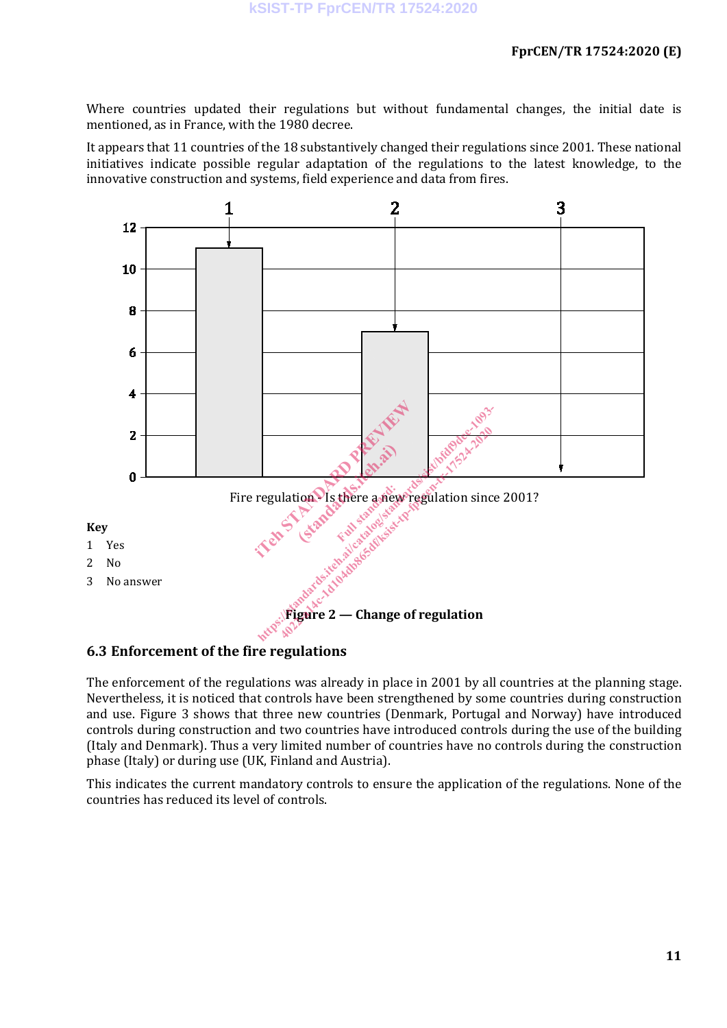Where countries updated their regulations but without fundamental changes, the initial date is mentioned, as in France, with the 1980 decree.

It appears that 11 countries of the 18 substantively changed their regulations since 2001. These national initiatives indicate possible regular adaptation of the regulations to the latest knowledge, to the innovative construction and systems, field experience and data from fires.

1 2 3

12
10
8
6
4
2
0

Fire regulation - Is there a new regulation since 2001?

**Key**

1 Yes

2 No

3 No answer

**Figure 2 — Change of regulation**

### 6.3 Enforcement of the fire regulations

The enforcement of the regulations was already in place in 2001 by all countries at the planning stage. Nevertheless, it is noticed that controls have been strengthened by some countries during construction and use. Figure 3 shows that three new countries (Denmark, Portugal and Norway) have introduced controls during construction and two countries have introduced controls during the use of the building (Italy and Denmark). Thus a very limited number of countries have no controls during the construction phase (Italy) or during use (UK, Finland and Austria).

This indicates the current mandatory controls to ensure the application of the regulations. None of the countries has reduced its level of controls.